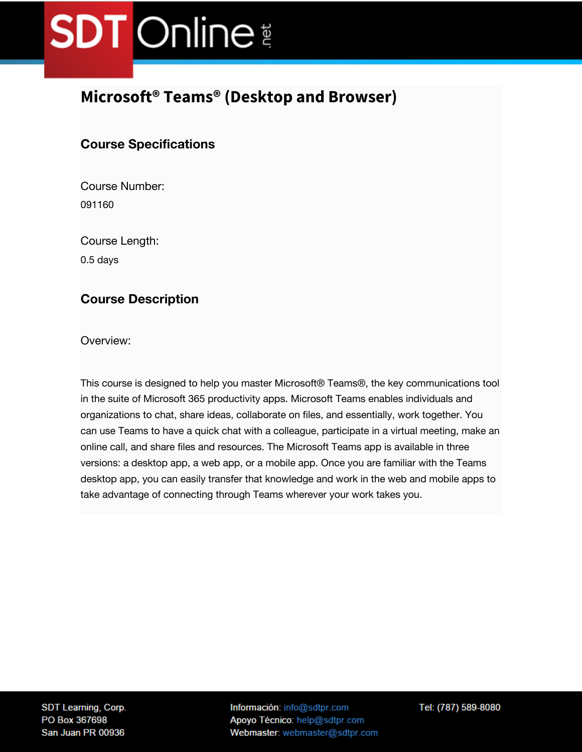# Microsoft® Teams® (Desktop and Browser)

## Course Specifications

Course Number:

091160

Course Length:

0.5 days

## Course Description

Overview:

This course is designed to help you master Microsoft® Teams®, the key communications tool in the suite of Microsoft 365 productivity apps. Microsoft Teams enables individuals and organizations to chat, share ideas, collaborate on files, and essentially, work together. You can use Teams to have a quick chat with a colleague, participate in a virtual meeting, make an online call, and share files and resources. The Microsoft Teams app is available in three versions: a desktop app, a web app, or a mobile app. Once you are familiar with the Teams desktop app, you can easily transfer that knowledge and work in the web and mobile apps to take advantage of connecting through Teams wherever your work takes you.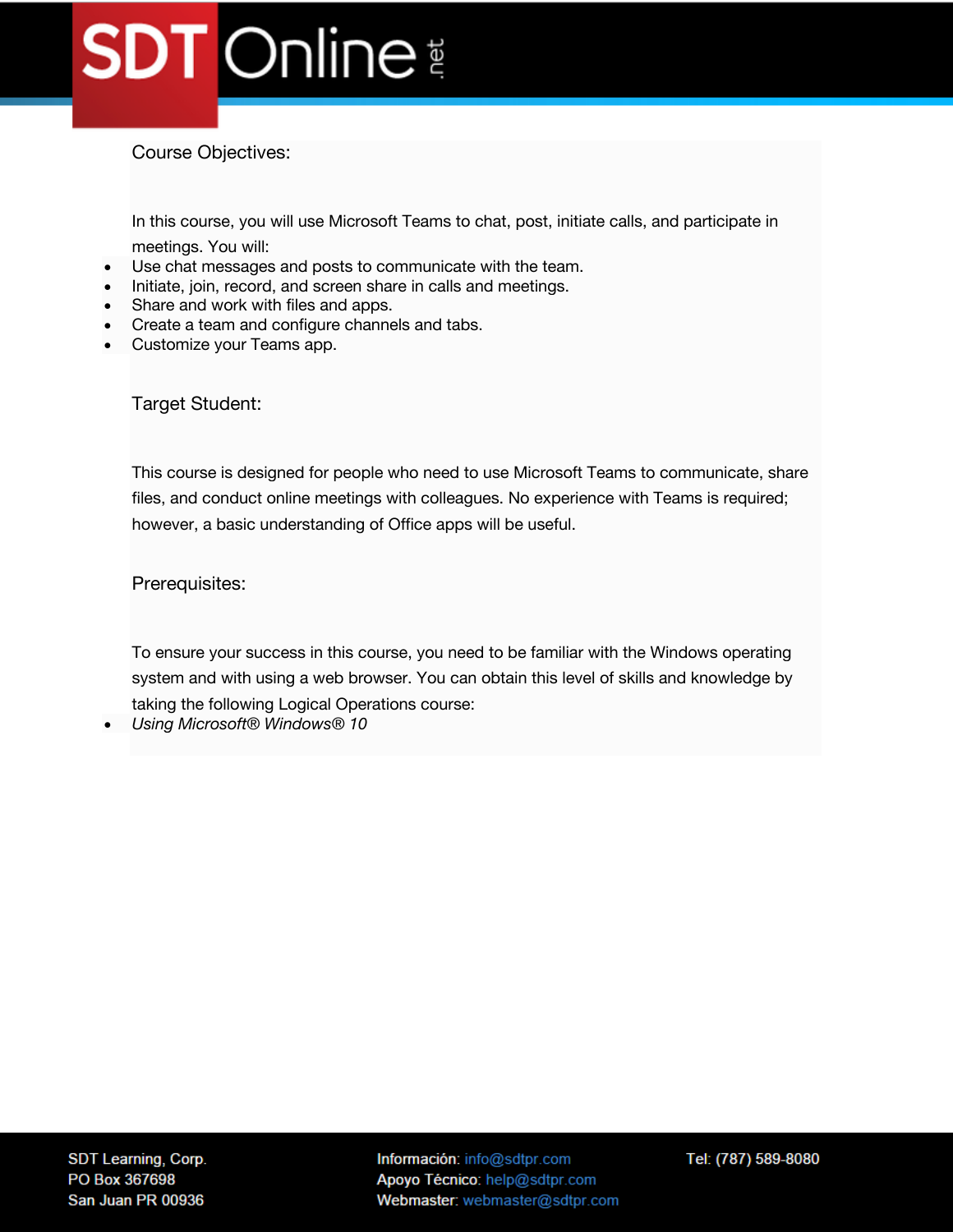## Course Objectives:

In this course, you will use Microsoft Teams to chat, post, initiate calls, and participate in meetings. You will:

- Use chat messages and posts to communicate with the team.
- Initiate, join, record, and screen share in calls and meetings.
- Share and work with files and apps.
- Create a team and configure channels and tabs.
- Customize your Teams app.

## Target Student:

This course is designed for people who need to use Microsoft Teams to communicate, share files, and conduct online meetings with colleagues. No experience with Teams is required; however, a basic understanding of Office apps will be useful.

## Prerequisites:

To ensure your success in this course, you need to be familiar with the Windows operating system and with using a web browser. You can obtain this level of skills and knowledge by taking the following Logical Operations course:

- *Using Microsoft® Windows® 10*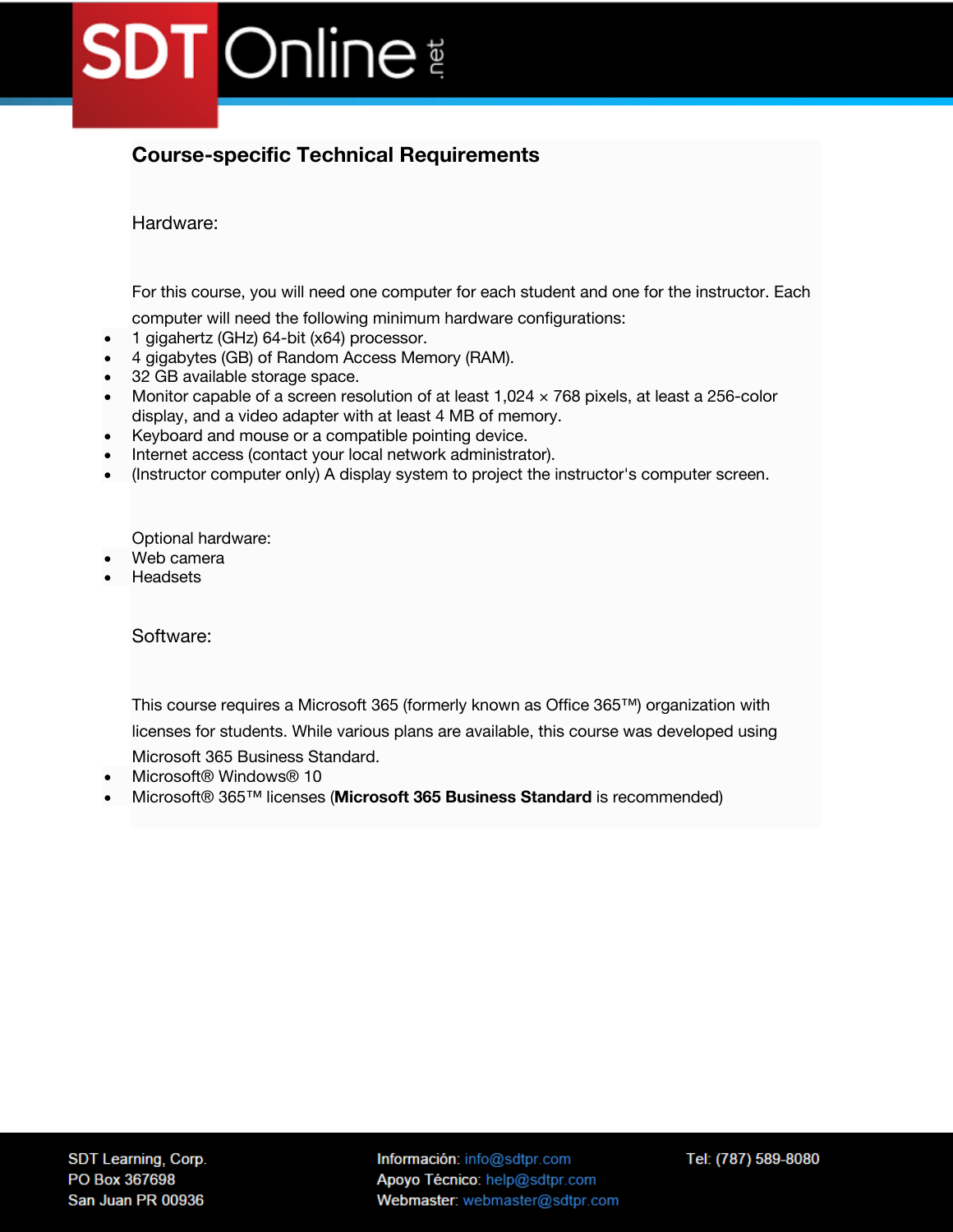## Course-specific Technical Requirements

### Hardware:

For this course, you will need one computer for each student and one for the instructor. Each computer will need the following minimum hardware configurations:

- 1 gigahertz (GHz) 64-bit (x64) processor.
- 4 gigabytes (GB) of Random Access Memory (RAM).
- 32 GB available storage space.
- Monitor capable of a screen resolution of at least 1,024 × 768 pixels, at least a 256-color display, and a video adapter with at least 4 MB of memory.
- Keyboard and mouse or a compatible pointing device.
- Internet access (contact your local network administrator).
- (Instructor computer only) A display system to project the instructor's computer screen.

Optional hardware:

- Web camera
- Headsets

### Software:

This course requires a Microsoft 365 (formerly known as Office 365™) organization with licenses for students. While various plans are available, this course was developed using Microsoft 365 Business Standard.

- Microsoft® Windows® 10
- Microsoft® 365™ licenses (**Microsoft 365 Business Standard** is recommended)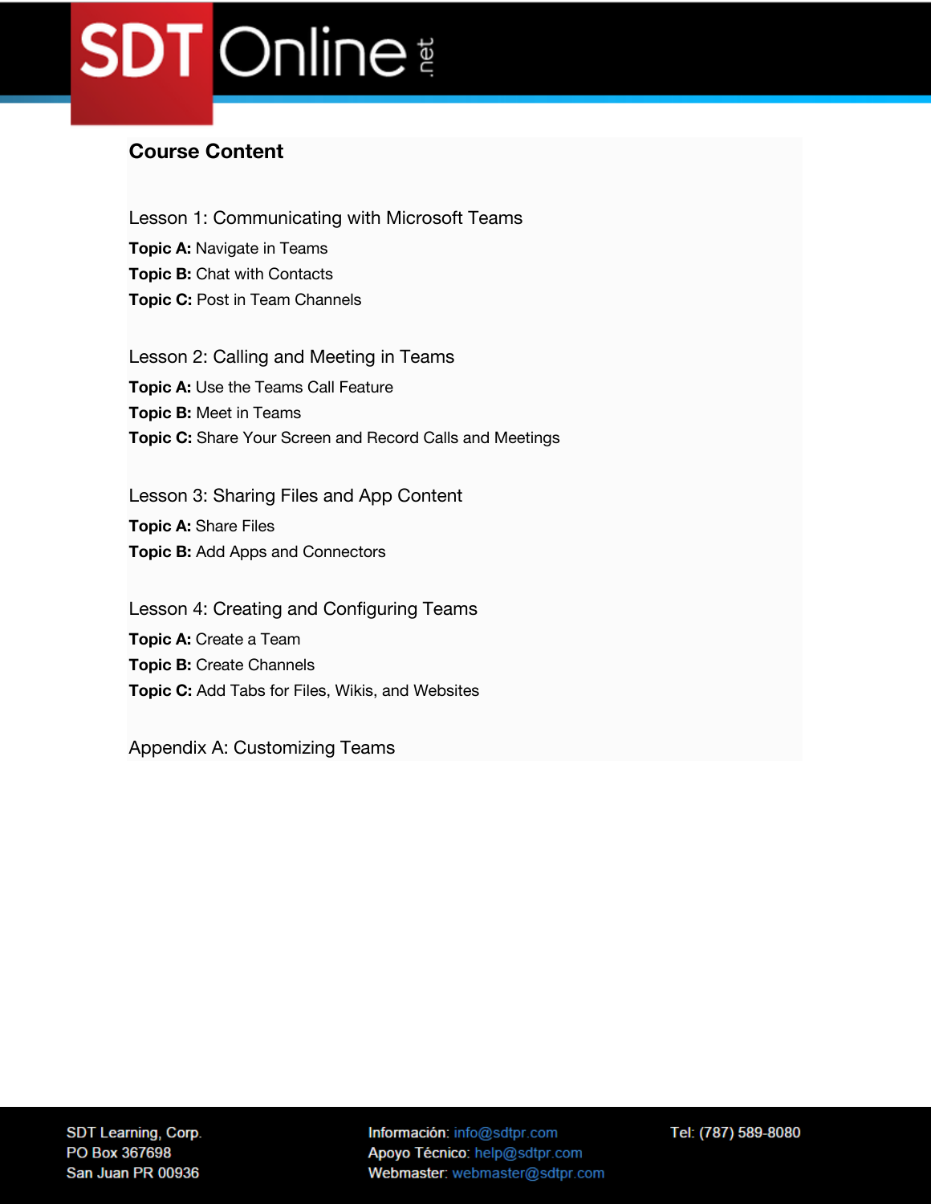## Course Content

### Lesson 1: Communicating with Microsoft Teams

**Topic A:** Navigate in Teams
**Topic B:** Chat with Contacts
**Topic C:** Post in Team Channels

### Lesson 2: Calling and Meeting in Teams

**Topic A:** Use the Teams Call Feature
**Topic B:** Meet in Teams
**Topic C:** Share Your Screen and Record Calls and Meetings

### Lesson 3: Sharing Files and App Content

**Topic A:** Share Files
**Topic B:** Add Apps and Connectors

### Lesson 4: Creating and Configuring Teams

**Topic A:** Create a Team
**Topic B:** Create Channels
**Topic C:** Add Tabs for Files, Wikis, and Websites

### Appendix A: Customizing Teams